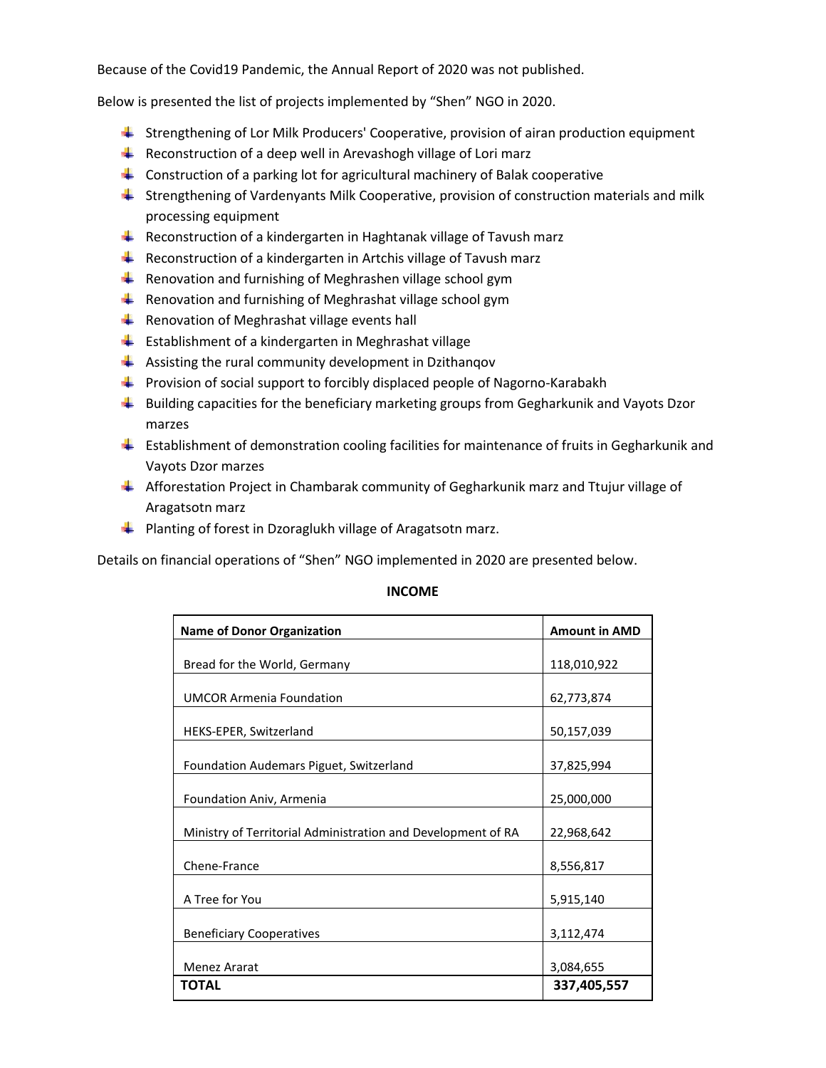Because of the Covid19 Pandemic, the Annual Report of 2020 was not published.

Below is presented the list of projects implemented by "Shen" NGO in 2020.

- Strengthening of Lor Milk Producers' Cooperative, provision of airan production equipment
- Reconstruction of a deep well in Arevashogh village of Lori marz
- Construction of a parking lot for agricultural machinery of Balak cooperative
- Strengthening of Vardenyants Milk Cooperative, provision of construction materials and milk processing equipment
- Reconstruction of a kindergarten in Haghtanak village of Tavush marz
- Reconstruction of a kindergarten in Artchis village of Tavush marz
- Renovation and furnishing of Meghrashen village school gym
- Renovation and furnishing of Meghrashat village school gym
- Renovation of Meghrashat village events hall
- Establishment of a kindergarten in Meghrashat village
- Assisting the rural community development in Dzithanqov
- Provision of social support to forcibly displaced people of Nagorno-Karabakh
- Building capacities for the beneficiary marketing groups from Gegharkunik and Vayots Dzor marzes
- Establishment of demonstration cooling facilities for maintenance of fruits in Gegharkunik and Vayots Dzor marzes
- Afforestation Project in Chambarak community of Gegharkunik marz and Ttujur village of Aragatsotn marz
- Planting of forest in Dzoraglukh village of Aragatsotn marz.

Details on financial operations of "Shen" NGO implemented in 2020 are presented below.

**INCOME**

| **Name of Donor Organization** | **Amount in AMD** |
|---|---|
| Bread for the World, Germany | 118,010,922 |
| UMCOR Armenia Foundation | 62,773,874 |
| HEKS-EPER, Switzerland | 50,157,039 |
| Foundation Audemars Piguet, Switzerland | 37,825,994 |
| Foundation Aniv, Armenia | 25,000,000 |
| Ministry of Territorial Administration and Development of RA | 22,968,642 |
| Chene-France | 8,556,817 |
| A Tree for You | 5,915,140 |
| Beneficiary Cooperatives | 3,112,474 |
| Menez Ararat | 3,084,655 |
| **TOTAL** | **337,405,557** |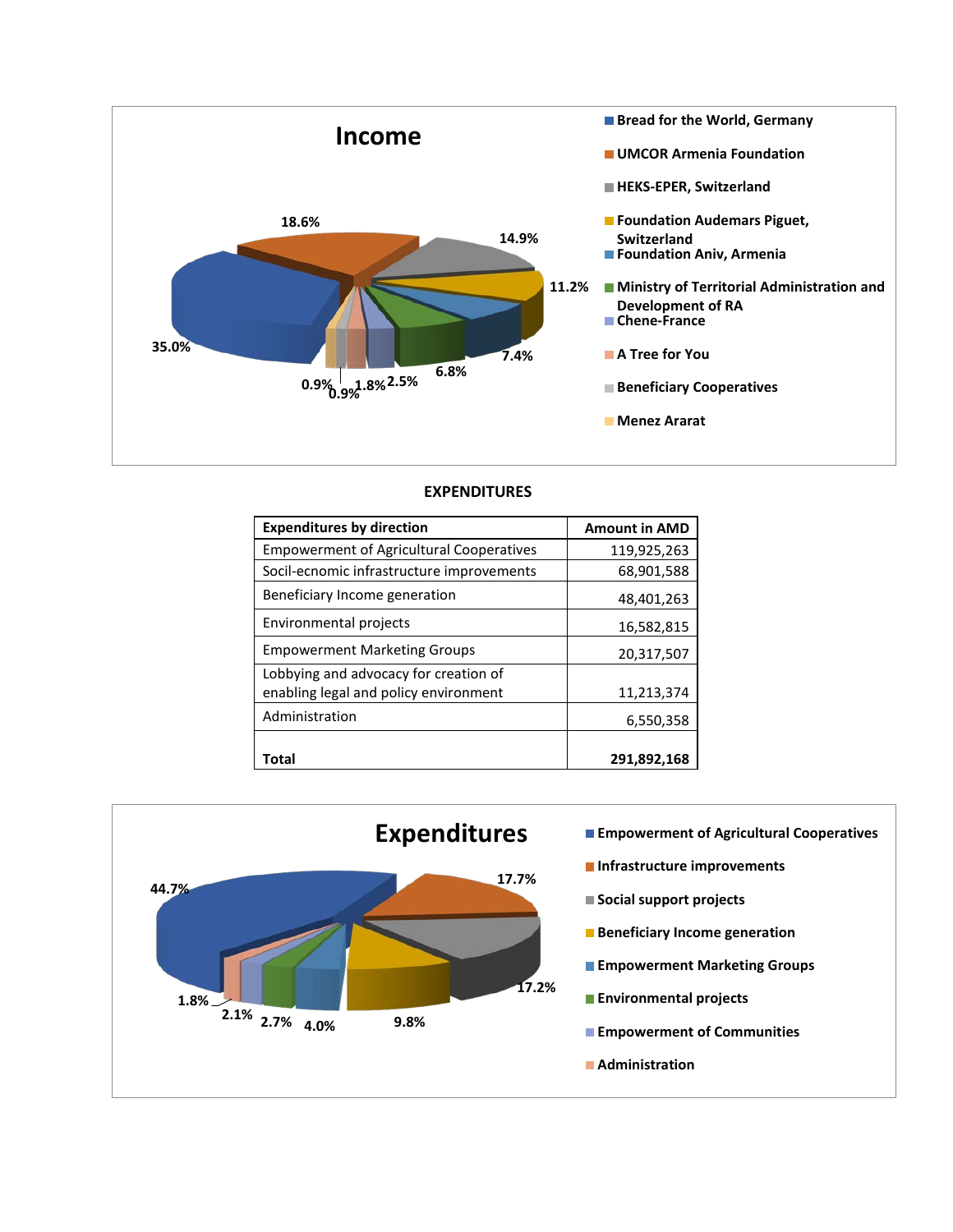**Income**

18.6%
14.9%
11.2%
7.4%
6.8%
2.5%
1.8%
0.9%
0.9%
35.0%

- Bread for the World, Germany
- UMCOR Armenia Foundation
- HEKS-EPER, Switzerland
- Foundation Audemars Piguet, Switzerland
- Foundation Aniv, Armenia
- Ministry of Territorial Administration and Development of RA
- Chene-France
- A Tree for You
- Beneficiary Cooperatives
- Menez Ararat

## EXPENDITURES

| Expenditures by direction | Amount in AMD |
|---|---|
| Empowerment of Agricultural Cooperatives | 119,925,263 |
| Socil-ecnomic infrastructure improvements | 68,901,588 |
| Beneficiary Income generation | 48,401,263 |
| Environmental projects | 16,582,815 |
| Empowerment Marketing Groups | 20,317,507 |
| Lobbying and advocacy for creation of enabling legal and policy environment | 11,213,374 |
| Administration | 6,550,358 |
| **Total** | **291,892,168** |

**Expenditures**

44.7%
17.7%
17.2%
9.8%
4.0%
2.7%
2.1%
1.8%

- Empowerment of Agricultural Cooperatives
- Infrastructure improvements
- Social support projects
- Beneficiary Income generation
- Empowerment Marketing Groups
- Environmental projects
- Empowerment of Communities
- Administration